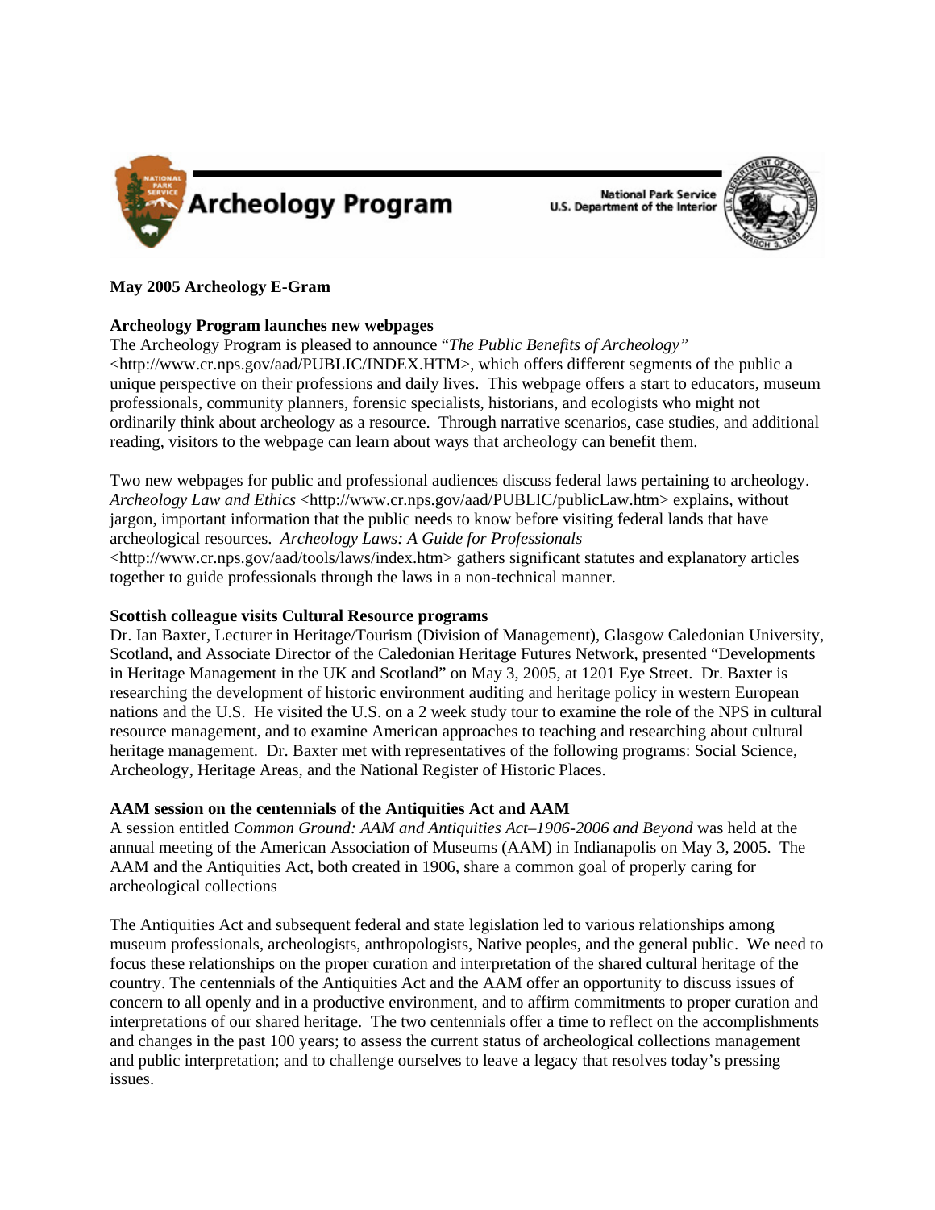# Archeology Program

National Park Service
U.S. Department of the Interior

**May 2005 Archeology E-Gram**

**Archeology Program launches new webpages**

The Archeology Program is pleased to announce "*The Public Benefits of Archeology"* <http://www.cr.nps.gov/aad/PUBLIC/INDEX.HTM>, which offers different segments of the public a unique perspective on their professions and daily lives. This webpage offers a start to educators, museum professionals, community planners, forensic specialists, historians, and ecologists who might not ordinarily think about archeology as a resource. Through narrative scenarios, case studies, and additional reading, visitors to the webpage can learn about ways that archeology can benefit them.

Two new webpages for public and professional audiences discuss federal laws pertaining to archeology. *Archeology Law and Ethics* <http://www.cr.nps.gov/aad/PUBLIC/publicLaw.htm> explains, without jargon, important information that the public needs to know before visiting federal lands that have archeological resources. *Archeology Laws: A Guide for Professionals* <http://www.cr.nps.gov/aad/tools/laws/index.htm> gathers significant statutes and explanatory articles together to guide professionals through the laws in a non-technical manner.

**Scottish colleague visits Cultural Resource programs**

Dr. Ian Baxter, Lecturer in Heritage/Tourism (Division of Management), Glasgow Caledonian University, Scotland, and Associate Director of the Caledonian Heritage Futures Network, presented "Developments in Heritage Management in the UK and Scotland" on May 3, 2005, at 1201 Eye Street. Dr. Baxter is researching the development of historic environment auditing and heritage policy in western European nations and the U.S. He visited the U.S. on a 2 week study tour to examine the role of the NPS in cultural resource management, and to examine American approaches to teaching and researching about cultural heritage management. Dr. Baxter met with representatives of the following programs: Social Science, Archeology, Heritage Areas, and the National Register of Historic Places.

**AAM session on the centennials of the Antiquities Act and AAM**

A session entitled *Common Ground: AAM and Antiquities Act–1906-2006 and Beyond* was held at the annual meeting of the American Association of Museums (AAM) in Indianapolis on May 3, 2005. The AAM and the Antiquities Act, both created in 1906, share a common goal of properly caring for archeological collections

The Antiquities Act and subsequent federal and state legislation led to various relationships among museum professionals, archeologists, anthropologists, Native peoples, and the general public. We need to focus these relationships on the proper curation and interpretation of the shared cultural heritage of the country. The centennials of the Antiquities Act and the AAM offer an opportunity to discuss issues of concern to all openly and in a productive environment, and to affirm commitments to proper curation and interpretations of our shared heritage. The two centennials offer a time to reflect on the accomplishments and changes in the past 100 years; to assess the current status of archeological collections management and public interpretation; and to challenge ourselves to leave a legacy that resolves today's pressing issues.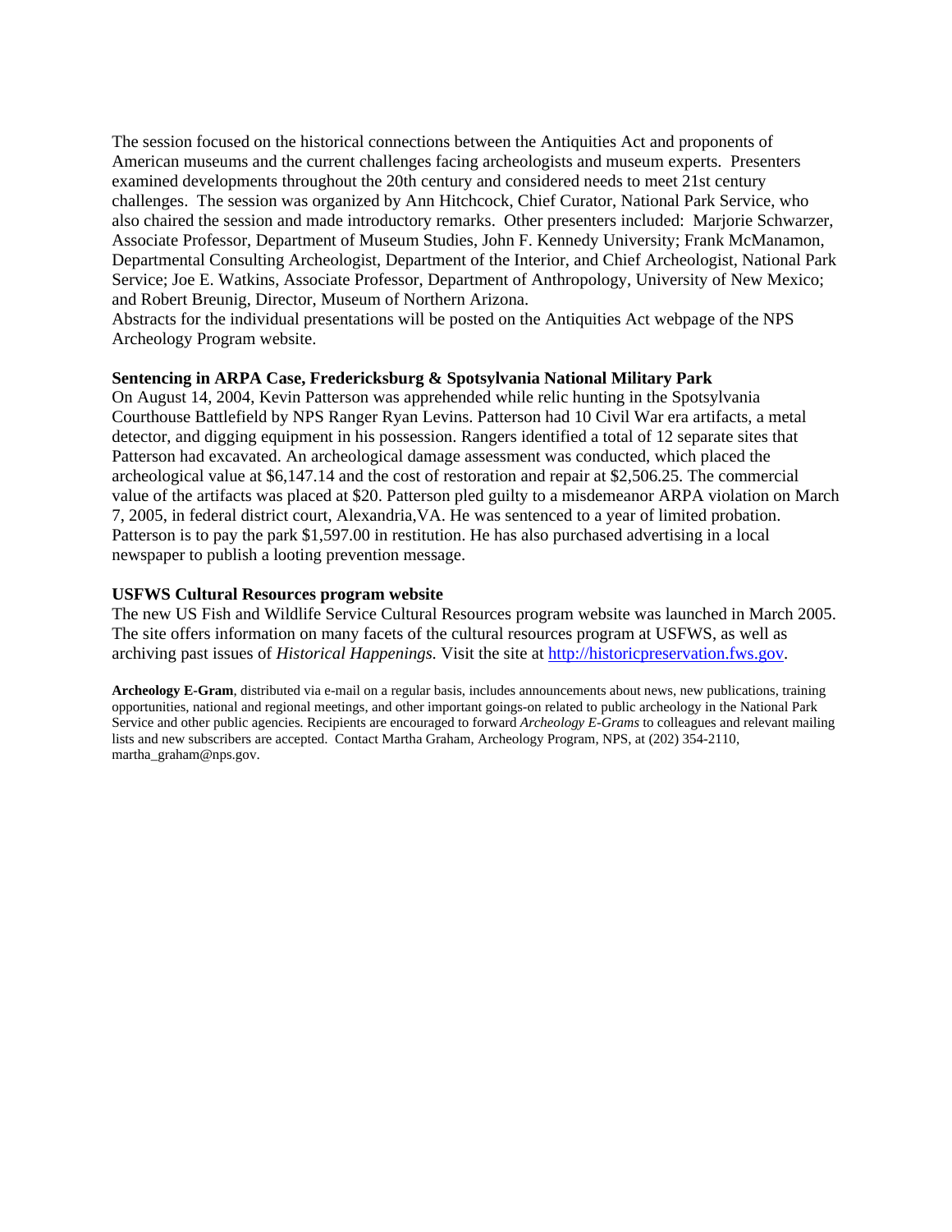The session focused on the historical connections between the Antiquities Act and proponents of American museums and the current challenges facing archeologists and museum experts. Presenters examined developments throughout the 20th century and considered needs to meet 21st century challenges. The session was organized by Ann Hitchcock, Chief Curator, National Park Service, who also chaired the session and made introductory remarks. Other presenters included: Marjorie Schwarzer, Associate Professor, Department of Museum Studies, John F. Kennedy University; Frank McManamon, Departmental Consulting Archeologist, Department of the Interior, and Chief Archeologist, National Park Service; Joe E. Watkins, Associate Professor, Department of Anthropology, University of New Mexico; and Robert Breunig, Director, Museum of Northern Arizona.
Abstracts for the individual presentations will be posted on the Antiquities Act webpage of the NPS Archeology Program website.

**Sentencing in ARPA Case, Fredericksburg & Spotsylvania National Military Park**
On August 14, 2004, Kevin Patterson was apprehended while relic hunting in the Spotsylvania Courthouse Battlefield by NPS Ranger Ryan Levins. Patterson had 10 Civil War era artifacts, a metal detector, and digging equipment in his possession. Rangers identified a total of 12 separate sites that Patterson had excavated. An archeological damage assessment was conducted, which placed the archeological value at $6,147.14 and the cost of restoration and repair at $2,506.25. The commercial value of the artifacts was placed at $20. Patterson pled guilty to a misdemeanor ARPA violation on March 7, 2005, in federal district court, Alexandria,VA. He was sentenced to a year of limited probation. Patterson is to pay the park $1,597.00 in restitution. He has also purchased advertising in a local newspaper to publish a looting prevention message.

**USFWS Cultural Resources program website**
The new US Fish and Wildlife Service Cultural Resources program website was launched in March 2005. The site offers information on many facets of the cultural resources program at USFWS, as well as archiving past issues of *Historical Happenings.* Visit the site at http://historicpreservation.fws.gov.

**Archeology E-Gram**, distributed via e-mail on a regular basis, includes announcements about news, new publications, training opportunities, national and regional meetings, and other important goings-on related to public archeology in the National Park Service and other public agencies. Recipients are encouraged to forward *Archeology E-Grams* to colleagues and relevant mailing lists and new subscribers are accepted. Contact Martha Graham, Archeology Program, NPS, at (202) 354-2110, martha_graham@nps.gov.